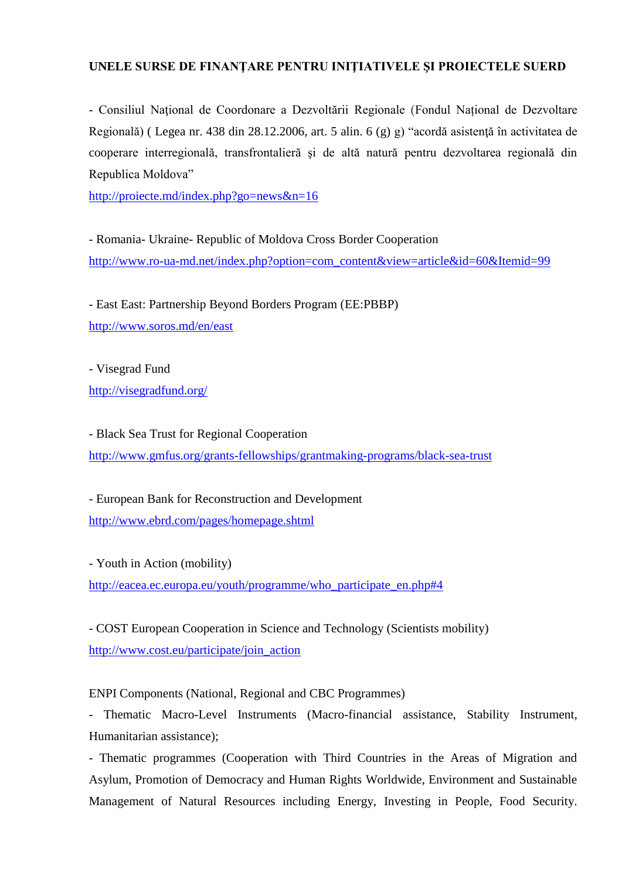**UNELE SURSE DE FINANŢARE PENTRU INIŢIATIVELE ŞI PROIECTELE SUERD**

- Consiliul Naţional de Coordonare a Dezvoltării Regionale (Fondul Naţional de Dezvoltare Regională) ( Legea nr. 438 din 28.12.2006, art. 5 alin. 6 (g) g) "acordă asistenţă în activitatea de cooperare interregională, transfrontalieră şi de altă natură pentru dezvoltarea regională din Republica Moldova"
http://proiecte.md/index.php?go=news&n=16

- Romania- Ukraine- Republic of Moldova Cross Border Cooperation
http://www.ro-ua-md.net/index.php?option=com_content&view=article&id=60&Itemid=99

- East East: Partnership Beyond Borders Program (EE:PBBP)
http://www.soros.md/en/east

- Visegrad Fund
http://visegradfund.org/

- Black Sea Trust for Regional Cooperation
http://www.gmfus.org/grants-fellowships/grantmaking-programs/black-sea-trust

- European Bank for Reconstruction and Development
http://www.ebrd.com/pages/homepage.shtml

- Youth in Action (mobility)
http://eacea.ec.europa.eu/youth/programme/who_participate_en.php#4

- COST European Cooperation in Science and Technology (Scientists mobility)
http://www.cost.eu/participate/join_action

ENPI Components (National, Regional and CBC Programmes)
- Thematic Macro-Level Instruments (Macro-financial assistance, Stability Instrument, Humanitarian assistance);
- Thematic programmes (Cooperation with Third Countries in the Areas of Migration and Asylum, Promotion of Democracy and Human Rights Worldwide, Environment and Sustainable Management of Natural Resources including Energy, Investing in People, Food Security.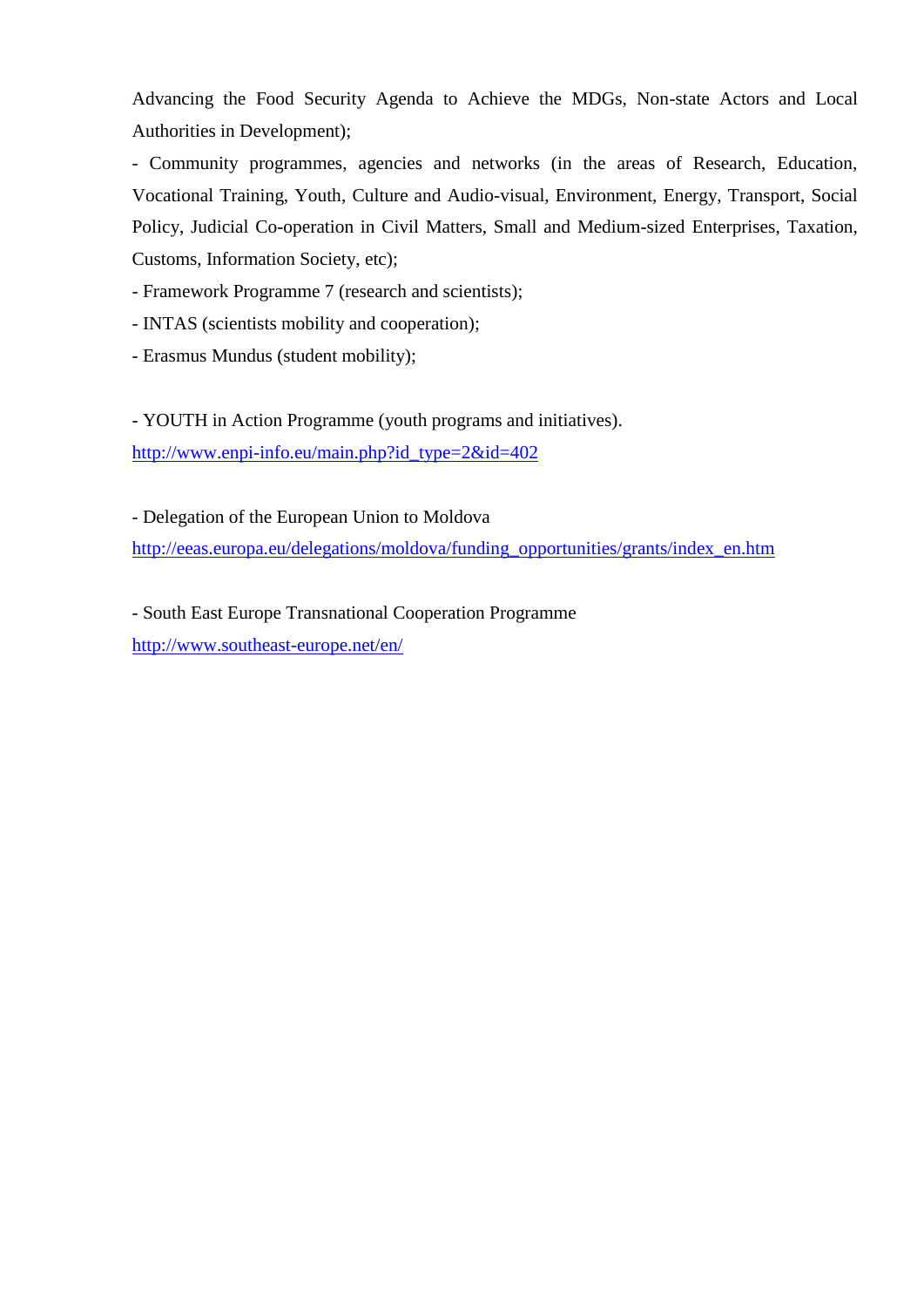Advancing the Food Security Agenda to Achieve the MDGs, Non-state Actors and Local Authorities in Development);

- Community programmes, agencies and networks (in the areas of Research, Education, Vocational Training, Youth, Culture and Audio-visual, Environment, Energy, Transport, Social Policy, Judicial Co-operation in Civil Matters, Small and Medium-sized Enterprises, Taxation, Customs, Information Society, etc);
- Framework Programme 7 (research and scientists);
- INTAS (scientists mobility and cooperation);
- Erasmus Mundus (student mobility);

- YOUTH in Action Programme (youth programs and initiatives).

http://www.enpi-info.eu/main.php?id_type=2&id=402

- Delegation of the European Union to Moldova

http://eeas.europa.eu/delegations/moldova/funding_opportunities/grants/index_en.htm

- South East Europe Transnational Cooperation Programme

http://www.southeast-europe.net/en/